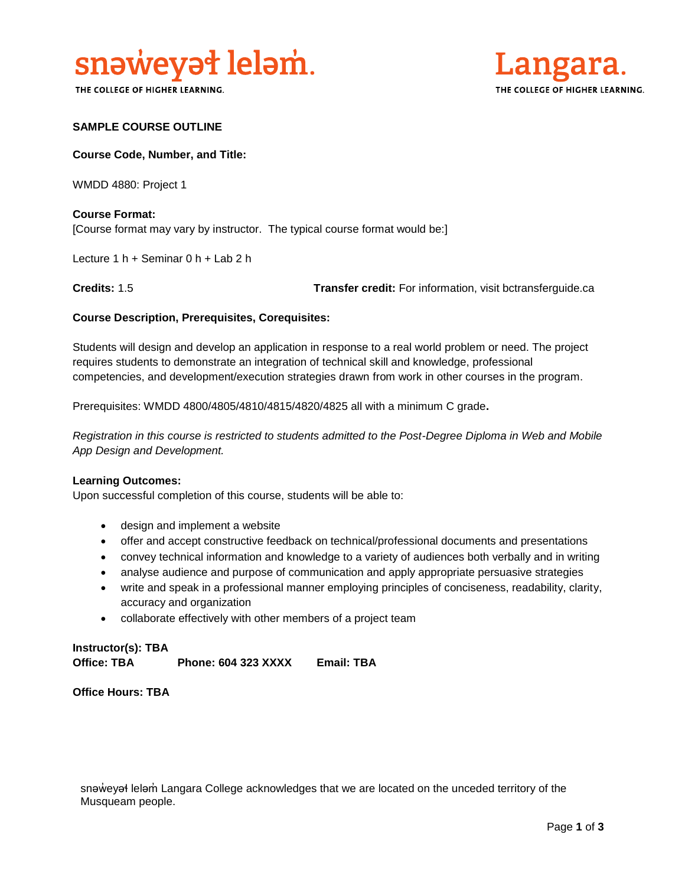snəw̓eyəɬ leləm̓.
THE COLLEGE OF HIGHER LEARNING.

Langara.
THE COLLEGE OF HIGHER LEARNING.

**SAMPLE COURSE OUTLINE**

**Course Code, Number, and Title:**

WMDD 4880: Project 1

**Course Format:**
[Course format may vary by instructor. The typical course format would be:]

Lecture 1 h + Seminar 0 h + Lab 2 h

**Credits:** 1.5 **Transfer credit:** For information, visit bctransferguide.ca

**Course Description, Prerequisites, Corequisites:**

Students will design and develop an application in response to a real world problem or need. The project requires students to demonstrate an integration of technical skill and knowledge, professional competencies, and development/execution strategies drawn from work in other courses in the program.

Prerequisites: WMDD 4800/4805/4810/4815/4820/4825 all with a minimum C grade**.**

*Registration in this course is restricted to students admitted to the Post-Degree Diploma in Web and Mobile App Design and Development.*

**Learning Outcomes:**
Upon successful completion of this course, students will be able to:

- design and implement a website
- offer and accept constructive feedback on technical/professional documents and presentations
- convey technical information and knowledge to a variety of audiences both verbally and in writing
- analyse audience and purpose of communication and apply appropriate persuasive strategies
- write and speak in a professional manner employing principles of conciseness, readability, clarity, accuracy and organization
- collaborate effectively with other members of a project team

**Instructor(s): TBA**
**Office: TBA Phone: 604 323 XXXX Email: TBA**

**Office Hours: TBA**

snəw̓eyəɬ leləm̓ Langara College acknowledges that we are located on the unceded territory of the Musqueam people.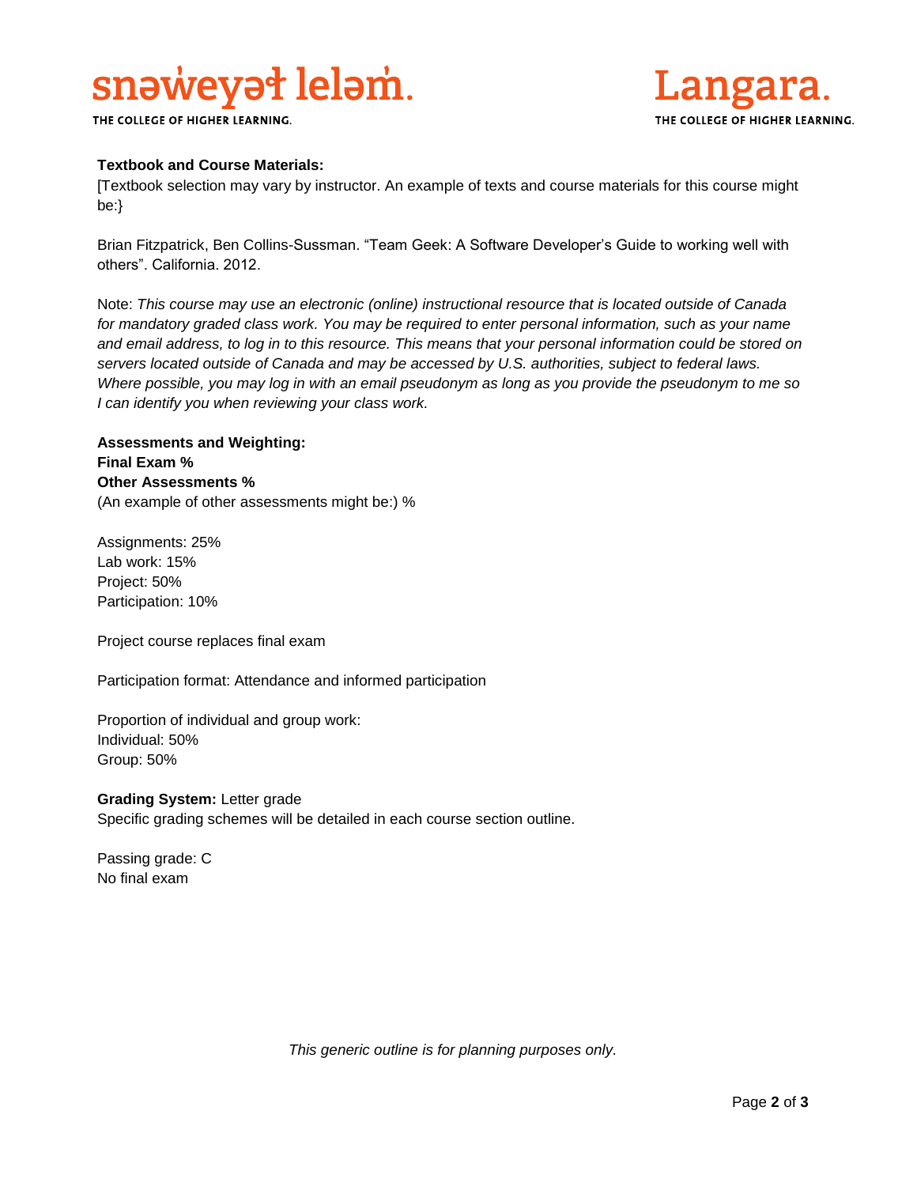**Textbook and Course Materials:**
[Textbook selection may vary by instructor. An example of texts and course materials for this course might be:}

Brian Fitzpatrick, Ben Collins-Sussman. "Team Geek: A Software Developer's Guide to working well with others". California. 2012.

Note: *This course may use an electronic (online) instructional resource that is located outside of Canada for mandatory graded class work. You may be required to enter personal information, such as your name and email address, to log in to this resource. This means that your personal information could be stored on servers located outside of Canada and may be accessed by U.S. authorities, subject to federal laws. Where possible, you may log in with an email pseudonym as long as you provide the pseudonym to me so I can identify you when reviewing your class work.*

**Assessments and Weighting:**
**Final Exam %**
**Other Assessments %**
(An example of other assessments might be:) %

Assignments: 25%
Lab work: 15%
Project: 50%
Participation: 10%

Project course replaces final exam

Participation format: Attendance and informed participation

Proportion of individual and group work:
Individual: 50%
Group: 50%

**Grading System:** Letter grade
Specific grading schemes will be detailed in each course section outline.

Passing grade: C
No final exam

*This generic outline is for planning purposes only.*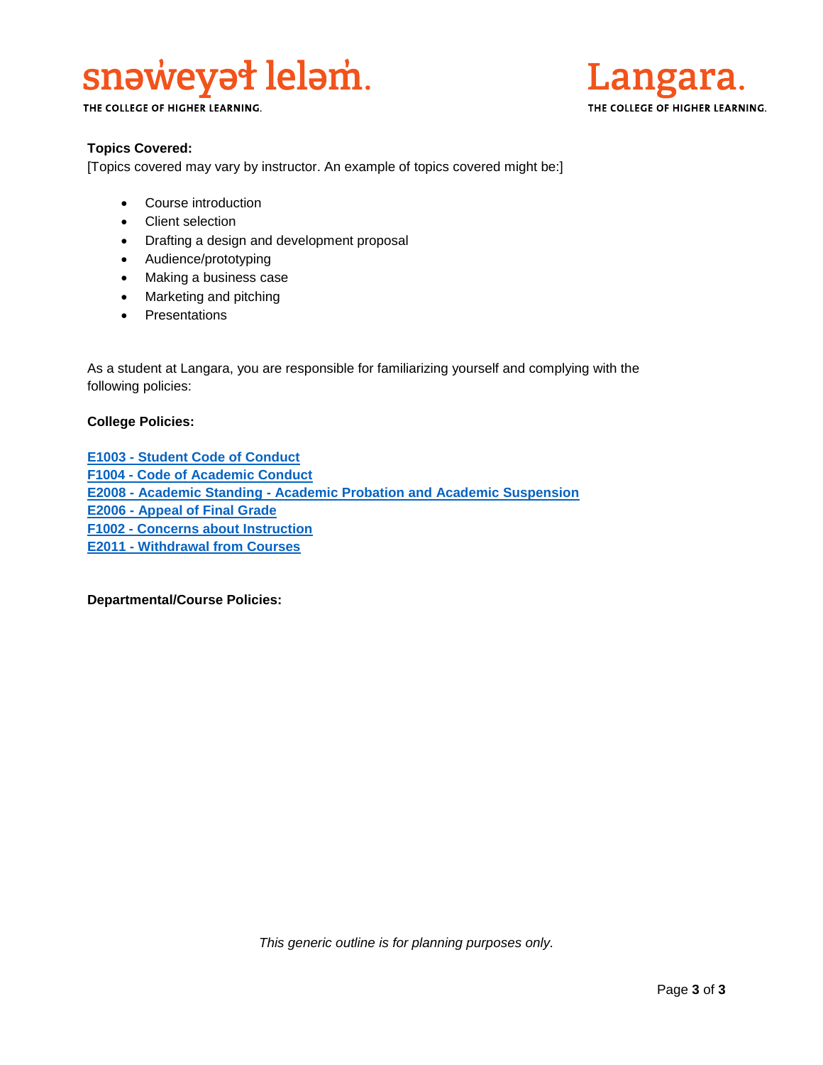**Topics Covered:**

[Topics covered may vary by instructor. An example of topics covered might be:]

- Course introduction
- Client selection
- Drafting a design and development proposal
- Audience/prototyping
- Making a business case
- Marketing and pitching
- Presentations

As a student at Langara, you are responsible for familiarizing yourself and complying with the following policies:

**College Policies:**

**E1003 - Student Code of Conduct**
**F1004 - Code of Academic Conduct**
**E2008 - Academic Standing - Academic Probation and Academic Suspension**
**E2006 - Appeal of Final Grade**
**F1002 - Concerns about Instruction**
**E2011 - Withdrawal from Courses**

**Departmental/Course Policies:**

*This generic outline is for planning purposes only.*